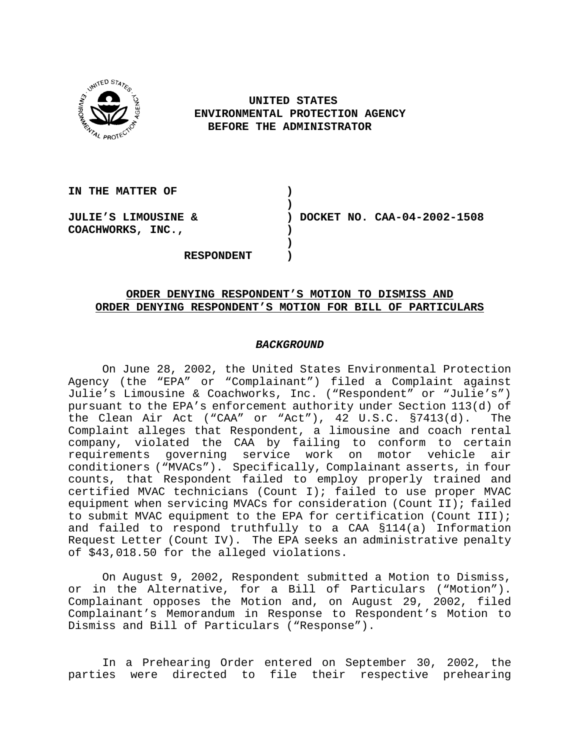**UNITED STATES**
**ENVIRONMENTAL PROTECTION AGENCY**
**BEFORE THE ADMINISTRATOR**

**IN THE MATTER OF** )
)
**JULIE'S LIMOUSINE &** ) **DOCKET NO. CAA-04-2002-1508**
**COACHWORKS, INC.,** )
)
**RESPONDENT** )

**ORDER DENYING RESPONDENT'S MOTION TO DISMISS AND ORDER DENYING RESPONDENT'S MOTION FOR BILL OF PARTICULARS**

***BACKGROUND***

On June 28, 2002, the United States Environmental Protection Agency (the "EPA" or "Complainant") filed a Complaint against Julie's Limousine & Coachworks, Inc. ("Respondent" or "Julie's") pursuant to the EPA's enforcement authority under Section 113(d) of the Clean Air Act ("CAA" or "Act"), 42 U.S.C. §7413(d). The Complaint alleges that Respondent, a limousine and coach rental company, violated the CAA by failing to conform to certain requirements governing service work on motor vehicle air conditioners ("MVACs"). Specifically, Complainant asserts, in four counts, that Respondent failed to employ properly trained and certified MVAC technicians (Count I); failed to use proper MVAC equipment when servicing MVACs for consideration (Count II); failed to submit MVAC equipment to the EPA for certification (Count III); and failed to respond truthfully to a CAA §114(a) Information Request Letter (Count IV). The EPA seeks an administrative penalty of $43,018.50 for the alleged violations.

On August 9, 2002, Respondent submitted a Motion to Dismiss, or in the Alternative, for a Bill of Particulars ("Motion"). Complainant opposes the Motion and, on August 29, 2002, filed Complainant's Memorandum in Response to Respondent's Motion to Dismiss and Bill of Particulars ("Response").

In a Prehearing Order entered on September 30, 2002, the parties were directed to file their respective prehearing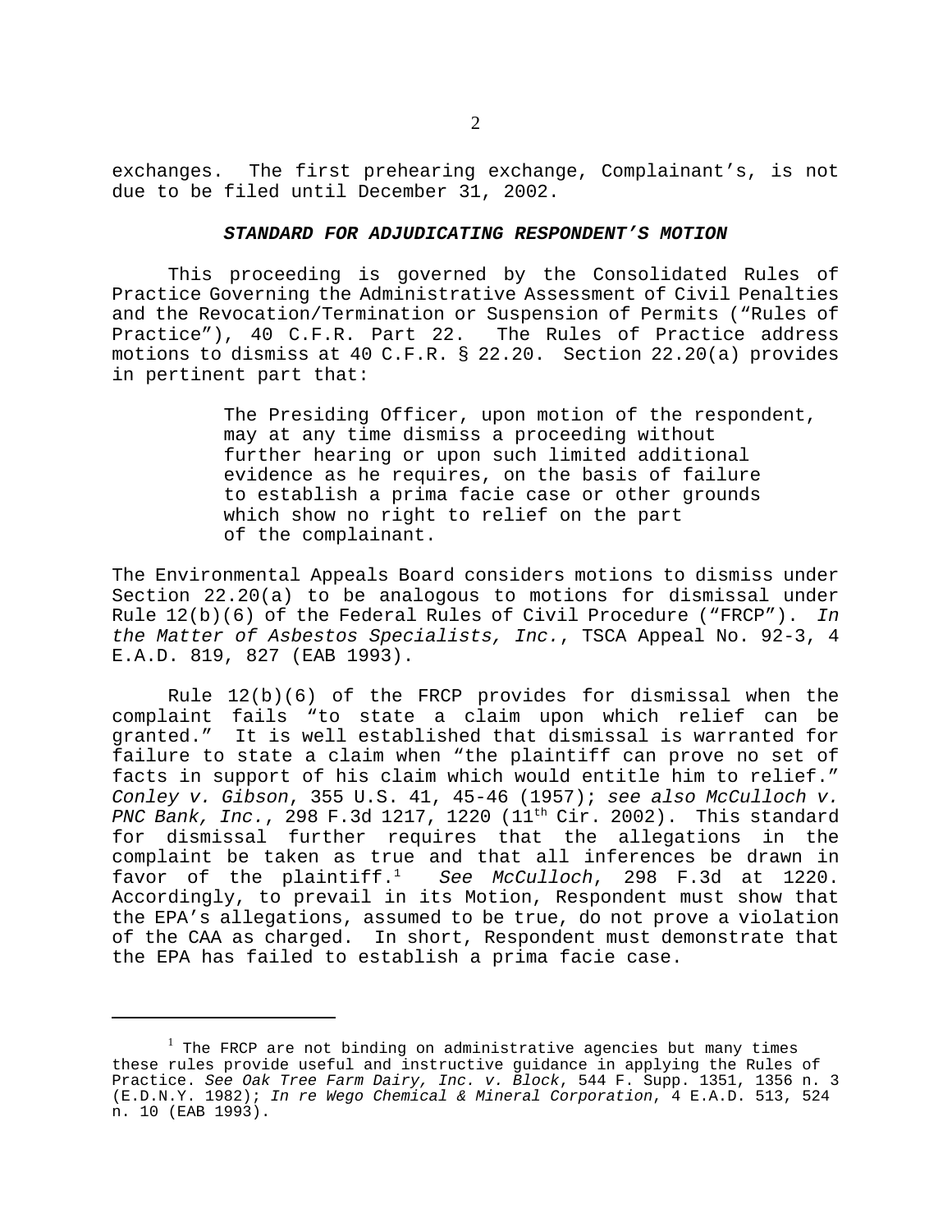exchanges. The first prehearing exchange, Complainant's, is not due to be filed until December 31, 2002.

### ***STANDARD FOR ADJUDICATING RESPONDENT'S MOTION***

This proceeding is governed by the Consolidated Rules of Practice Governing the Administrative Assessment of Civil Penalties and the Revocation/Termination or Suspension of Permits ("Rules of Practice"), 40 C.F.R. Part 22. The Rules of Practice address motions to dismiss at 40 C.F.R. § 22.20. Section 22.20(a) provides in pertinent part that:

> The Presiding Officer, upon motion of the respondent, may at any time dismiss a proceeding without further hearing or upon such limited additional evidence as he requires, on the basis of failure to establish a prima facie case or other grounds which show no right to relief on the part of the complainant.

The Environmental Appeals Board considers motions to dismiss under Section 22.20(a) to be analogous to motions for dismissal under Rule 12(b)(6) of the Federal Rules of Civil Procedure ("FRCP"). *In the Matter of Asbestos Specialists, Inc.*, TSCA Appeal No. 92-3, 4 E.A.D. 819, 827 (EAB 1993).

Rule 12(b)(6) of the FRCP provides for dismissal when the complaint fails "to state a claim upon which relief can be granted." It is well established that dismissal is warranted for failure to state a claim when "the plaintiff can prove no set of facts in support of his claim which would entitle him to relief." *Conley v. Gibson*, 355 U.S. 41, 45-46 (1957); *see also McCulloch v. PNC Bank, Inc.*, 298 F.3d 1217, 1220 (11th Cir. 2002). This standard for dismissal further requires that the allegations in the complaint be taken as true and that all inferences be drawn in favor of the plaintiff.[1] *See McCulloch*, 298 F.3d at 1220. Accordingly, to prevail in its Motion, Respondent must show that the EPA's allegations, assumed to be true, do not prove a violation of the CAA as charged. In short, Respondent must demonstrate that the EPA has failed to establish a prima facie case.

---

[1] The FRCP are not binding on administrative agencies but many times these rules provide useful and instructive guidance in applying the Rules of Practice. *See Oak Tree Farm Dairy, Inc. v. Block*, 544 F. Supp. 1351, 1356 n. 3 (E.D.N.Y. 1982); *In re Wego Chemical & Mineral Corporation*, 4 E.A.D. 513, 524 n. 10 (EAB 1993).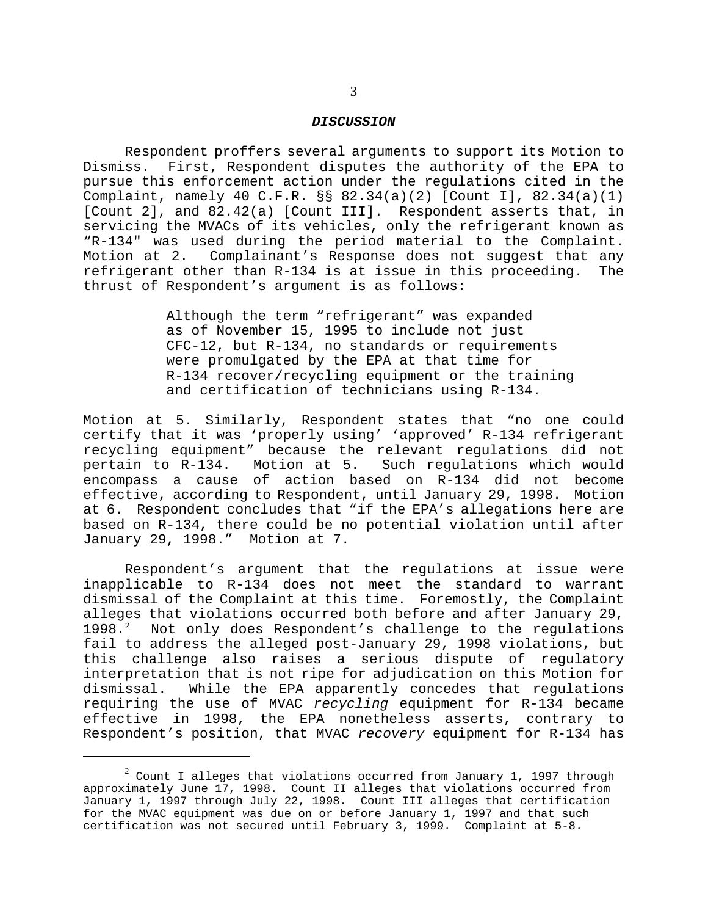## ***DISCUSSION***

Respondent proffers several arguments to support its Motion to Dismiss. First, Respondent disputes the authority of the EPA to pursue this enforcement action under the regulations cited in the Complaint, namely 40 C.F.R. §§ 82.34(a)(2) [Count I], 82.34(a)(1) [Count 2], and 82.42(a) [Count III]. Respondent asserts that, in servicing the MVACs of its vehicles, only the refrigerant known as "R-134" was used during the period material to the Complaint. Motion at 2. Complainant's Response does not suggest that any refrigerant other than R-134 is at issue in this proceeding. The thrust of Respondent's argument is as follows:

> Although the term "refrigerant" was expanded as of November 15, 1995 to include not just CFC-12, but R-134, no standards or requirements were promulgated by the EPA at that time for R-134 recover/recycling equipment or the training and certification of technicians using R-134.

Motion at 5. Similarly, Respondent states that "no one could certify that it was 'properly using' 'approved' R-134 refrigerant recycling equipment" because the relevant regulations did not pertain to R-134. Motion at 5. Such regulations which would encompass a cause of action based on R-134 did not become effective, according to Respondent, until January 29, 1998. Motion at 6. Respondent concludes that "if the EPA's allegations here are based on R-134, there could be no potential violation until after January 29, 1998." Motion at 7.

Respondent's argument that the regulations at issue were inapplicable to R-134 does not meet the standard to warrant dismissal of the Complaint at this time. Foremostly, the Complaint alleges that violations occurred both before and after January 29, 1998.[2] Not only does Respondent's challenge to the regulations fail to address the alleged post-January 29, 1998 violations, but this challenge also raises a serious dispute of regulatory interpretation that is not ripe for adjudication on this Motion for dismissal. While the EPA apparently concedes that regulations requiring the use of MVAC *recycling* equipment for R-134 became effective in 1998, the EPA nonetheless asserts, contrary to Respondent's position, that MVAC *recovery* equipment for R-134 has

---

[2] Count I alleges that violations occurred from January 1, 1997 through approximately June 17, 1998. Count II alleges that violations occurred from January 1, 1997 through July 22, 1998. Count III alleges that certification for the MVAC equipment was due on or before January 1, 1997 and that such certification was not secured until February 3, 1999. Complaint at 5-8.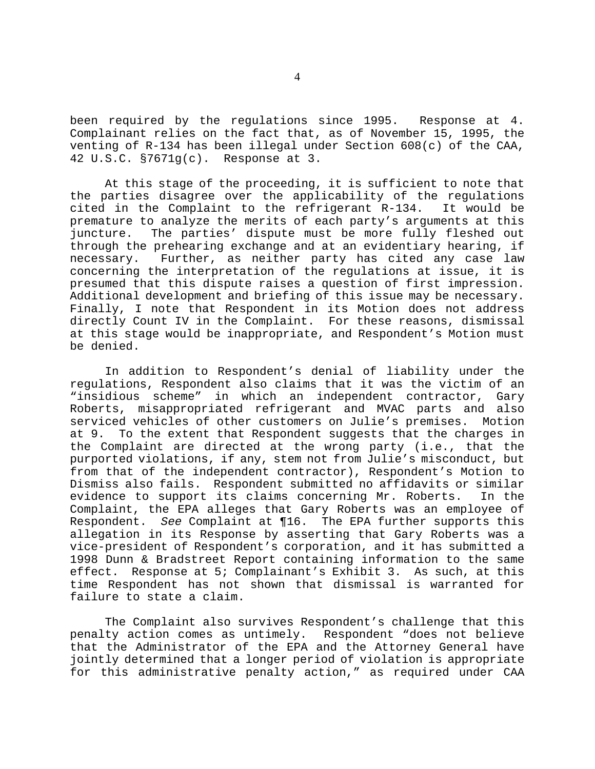been required by the regulations since 1995. Response at 4. Complainant relies on the fact that, as of November 15, 1995, the venting of R-134 has been illegal under Section 608(c) of the CAA, 42 U.S.C. §7671g(c). Response at 3.

At this stage of the proceeding, it is sufficient to note that the parties disagree over the applicability of the regulations cited in the Complaint to the refrigerant R-134. It would be premature to analyze the merits of each party's arguments at this juncture. The parties' dispute must be more fully fleshed out through the prehearing exchange and at an evidentiary hearing, if necessary. Further, as neither party has cited any case law concerning the interpretation of the regulations at issue, it is presumed that this dispute raises a question of first impression. Additional development and briefing of this issue may be necessary. Finally, I note that Respondent in its Motion does not address directly Count IV in the Complaint. For these reasons, dismissal at this stage would be inappropriate, and Respondent's Motion must be denied.

In addition to Respondent's denial of liability under the regulations, Respondent also claims that it was the victim of an "insidious scheme" in which an independent contractor, Gary Roberts, misappropriated refrigerant and MVAC parts and also serviced vehicles of other customers on Julie's premises. Motion at 9. To the extent that Respondent suggests that the charges in the Complaint are directed at the wrong party (i.e., that the purported violations, if any, stem not from Julie's misconduct, but from that of the independent contractor), Respondent's Motion to Dismiss also fails. Respondent submitted no affidavits or similar evidence to support its claims concerning Mr. Roberts. In the Complaint, the EPA alleges that Gary Roberts was an employee of Respondent. *See* Complaint at ¶16. The EPA further supports this allegation in its Response by asserting that Gary Roberts was a vice-president of Respondent's corporation, and it has submitted a 1998 Dunn & Bradstreet Report containing information to the same effect. Response at 5; Complainant's Exhibit 3. As such, at this time Respondent has not shown that dismissal is warranted for failure to state a claim.

The Complaint also survives Respondent's challenge that this penalty action comes as untimely. Respondent "does not believe that the Administrator of the EPA and the Attorney General have jointly determined that a longer period of violation is appropriate for this administrative penalty action," as required under CAA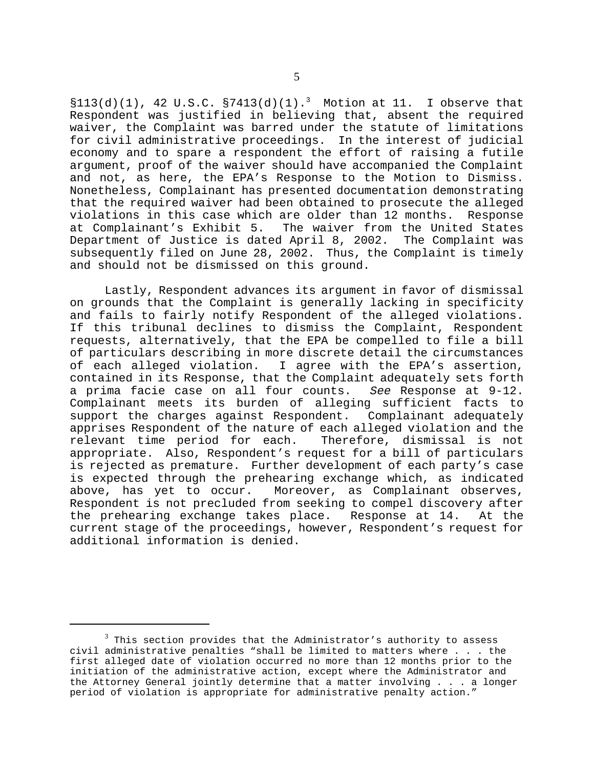§113(d)(1), 42 U.S.C. §7413(d)(1).[3] Motion at 11. I observe that Respondent was justified in believing that, absent the required waiver, the Complaint was barred under the statute of limitations for civil administrative proceedings. In the interest of judicial economy and to spare a respondent the effort of raising a futile argument, proof of the waiver should have accompanied the Complaint and not, as here, the EPA's Response to the Motion to Dismiss. Nonetheless, Complainant has presented documentation demonstrating that the required waiver had been obtained to prosecute the alleged violations in this case which are older than 12 months. Response at Complainant's Exhibit 5. The waiver from the United States Department of Justice is dated April 8, 2002. The Complaint was subsequently filed on June 28, 2002. Thus, the Complaint is timely and should not be dismissed on this ground.

Lastly, Respondent advances its argument in favor of dismissal on grounds that the Complaint is generally lacking in specificity and fails to fairly notify Respondent of the alleged violations. If this tribunal declines to dismiss the Complaint, Respondent requests, alternatively, that the EPA be compelled to file a bill of particulars describing in more discrete detail the circumstances of each alleged violation. I agree with the EPA's assertion, contained in its Response, that the Complaint adequately sets forth a prima facie case on all four counts. *See* Response at 9-12. Complainant meets its burden of alleging sufficient facts to support the charges against Respondent. Complainant adequately apprises Respondent of the nature of each alleged violation and the relevant time period for each. Therefore, dismissal is not appropriate. Also, Respondent's request for a bill of particulars is rejected as premature. Further development of each party's case is expected through the prehearing exchange which, as indicated above, has yet to occur. Moreover, as Complainant observes, Respondent is not precluded from seeking to compel discovery after the prehearing exchange takes place. Response at 14. At the current stage of the proceedings, however, Respondent's request for additional information is denied.

---

[3] This section provides that the Administrator's authority to assess civil administrative penalties "shall be limited to matters where . . . the first alleged date of violation occurred no more than 12 months prior to the initiation of the administrative action, except where the Administrator and the Attorney General jointly determine that a matter involving . . . a longer period of violation is appropriate for administrative penalty action."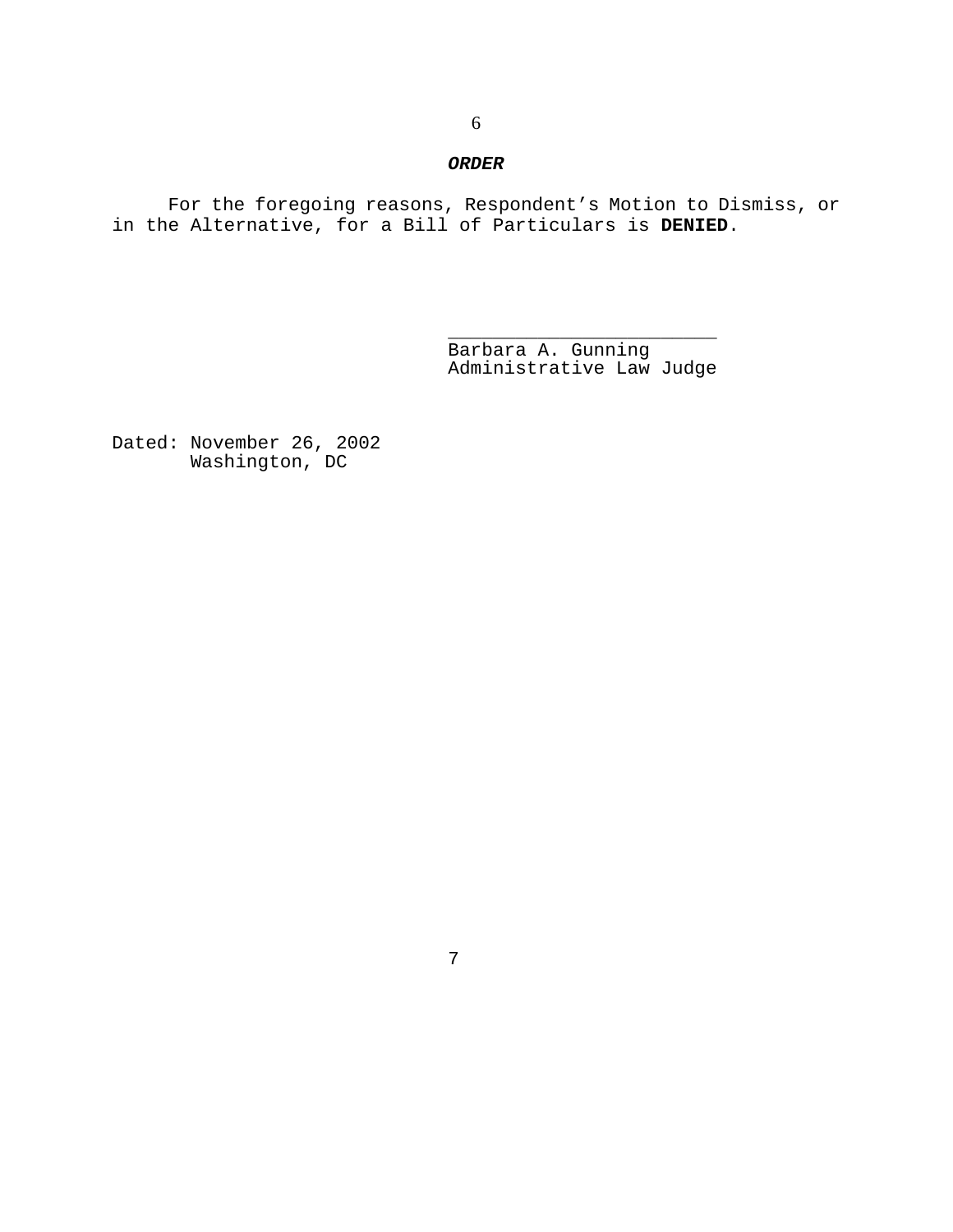***ORDER***

For the foregoing reasons, Respondent's Motion to Dismiss, or in the Alternative, for a Bill of Particulars is **DENIED**.

\_\_\_\_\_\_\_\_\_\_\_\_\_\_\_\_\_\_\_\_\_\_\_\_
Barbara A. Gunning
Administrative Law Judge

Dated: November 26, 2002
Washington, DC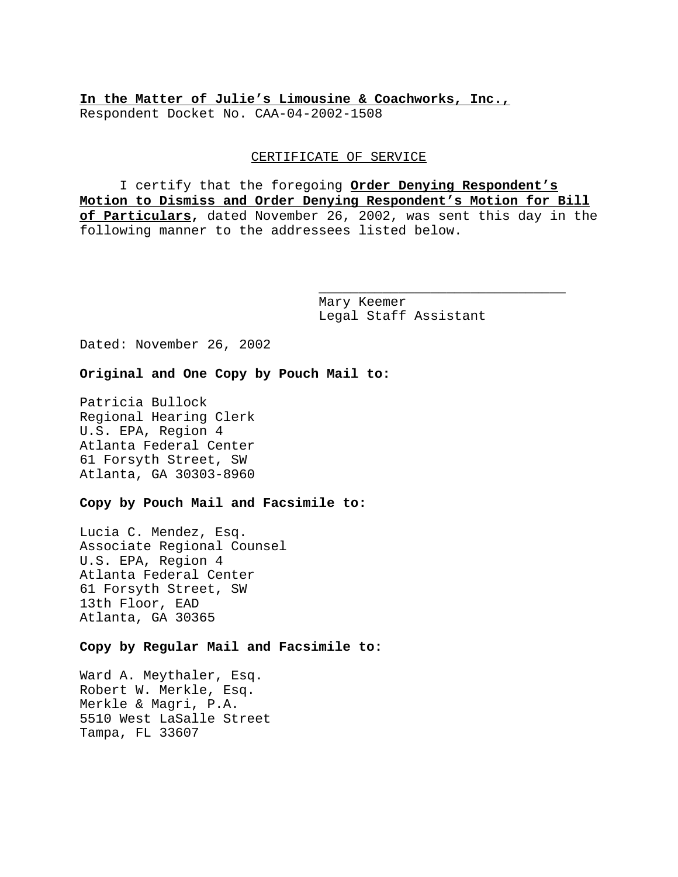**In the Matter of Julie's Limousine & Coachworks, Inc.,**
Respondent Docket No. CAA-04-2002-1508

CERTIFICATE OF SERVICE

I certify that the foregoing **Order Denying Respondent's Motion to Dismiss and Order Denying Respondent's Motion for Bill of Particulars**, dated November 26, 2002, was sent this day in the following manner to the addressees listed below.

\_\_\_\_\_\_\_\_\_\_\_\_\_\_\_\_\_\_\_\_\_\_\_\_\_\_\_\_\_\_\_\_
Mary Keemer
Legal Staff Assistant

Dated: November 26, 2002

**Original and One Copy by Pouch Mail to:**

Patricia Bullock
Regional Hearing Clerk
U.S. EPA, Region 4
Atlanta Federal Center
61 Forsyth Street, SW
Atlanta, GA 30303-8960

**Copy by Pouch Mail and Facsimile to:**

Lucia C. Mendez, Esq.
Associate Regional Counsel
U.S. EPA, Region 4
Atlanta Federal Center
61 Forsyth Street, SW
13th Floor, EAD
Atlanta, GA 30365

**Copy by Regular Mail and Facsimile to:**

Ward A. Meythaler, Esq.
Robert W. Merkle, Esq.
Merkle & Magri, P.A.
5510 West LaSalle Street
Tampa, FL 33607